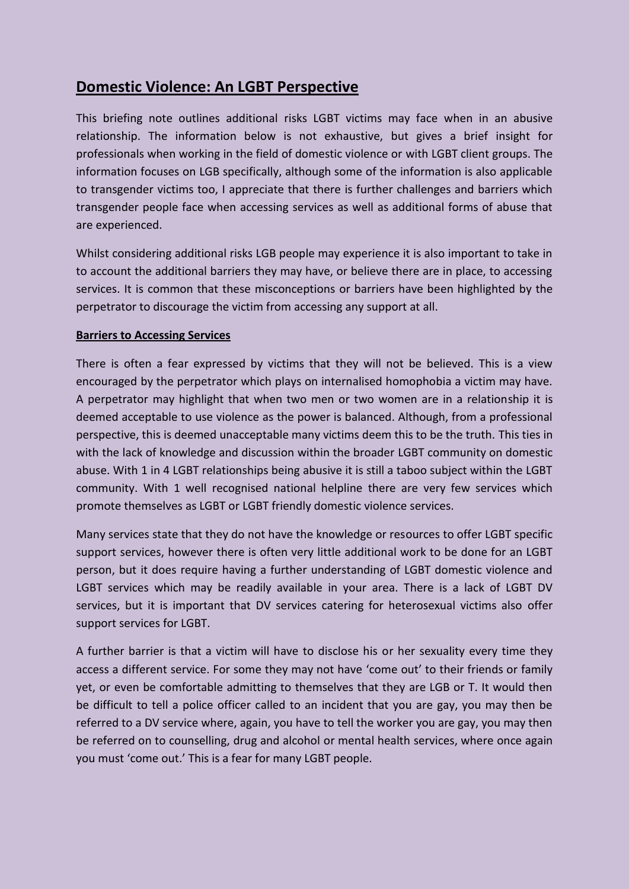# Domestic Violence: An LGBT Perspective

This briefing note outlines additional risks LGBT victims may face when in an abusive relationship. The information below is not exhaustive, but gives a brief insight for professionals when working in the field of domestic violence or with LGBT client groups. The information focuses on LGB specifically, although some of the information is also applicable to transgender victims too, I appreciate that there is further challenges and barriers which transgender people face when accessing services as well as additional forms of abuse that are experienced.

Whilst considering additional risks LGB people may experience it is also important to take in to account the additional barriers they may have, or believe there are in place, to accessing services. It is common that these misconceptions or barriers have been highlighted by the perpetrator to discourage the victim from accessing any support at all.

## Barriers to Accessing Services

There is often a fear expressed by victims that they will not be believed. This is a view encouraged by the perpetrator which plays on internalised homophobia a victim may have. A perpetrator may highlight that when two men or two women are in a relationship it is deemed acceptable to use violence as the power is balanced. Although, from a professional perspective, this is deemed unacceptable many victims deem this to be the truth. This ties in with the lack of knowledge and discussion within the broader LGBT community on domestic abuse. With 1 in 4 LGBT relationships being abusive it is still a taboo subject within the LGBT community. With 1 well recognised national helpline there are very few services which promote themselves as LGBT or LGBT friendly domestic violence services.

Many services state that they do not have the knowledge or resources to offer LGBT specific support services, however there is often very little additional work to be done for an LGBT person, but it does require having a further understanding of LGBT domestic violence and LGBT services which may be readily available in your area. There is a lack of LGBT DV services, but it is important that DV services catering for heterosexual victims also offer support services for LGBT.

A further barrier is that a victim will have to disclose his or her sexuality every time they access a different service. For some they may not have 'come out' to their friends or family yet, or even be comfortable admitting to themselves that they are LGB or T. It would then be difficult to tell a police officer called to an incident that you are gay, you may then be referred to a DV service where, again, you have to tell the worker you are gay, you may then be referred on to counselling, drug and alcohol or mental health services, where once again you must 'come out.' This is a fear for many LGBT people.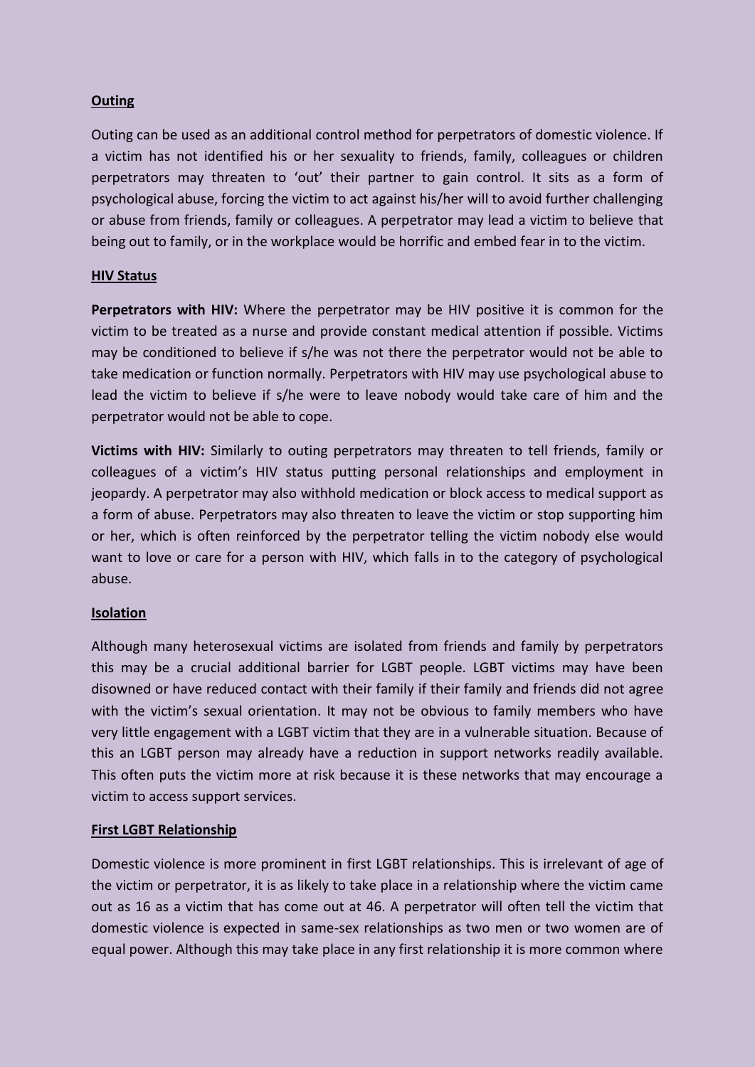**Outing**

Outing can be used as an additional control method for perpetrators of domestic violence. If a victim has not identified his or her sexuality to friends, family, colleagues or children perpetrators may threaten to 'out' their partner to gain control. It sits as a form of psychological abuse, forcing the victim to act against his/her will to avoid further challenging or abuse from friends, family or colleagues. A perpetrator may lead a victim to believe that being out to family, or in the workplace would be horrific and embed fear in to the victim.

**HIV Status**

**Perpetrators with HIV:** Where the perpetrator may be HIV positive it is common for the victim to be treated as a nurse and provide constant medical attention if possible. Victims may be conditioned to believe if s/he was not there the perpetrator would not be able to take medication or function normally. Perpetrators with HIV may use psychological abuse to lead the victim to believe if s/he were to leave nobody would take care of him and the perpetrator would not be able to cope.

**Victims with HIV:** Similarly to outing perpetrators may threaten to tell friends, family or colleagues of a victim's HIV status putting personal relationships and employment in jeopardy. A perpetrator may also withhold medication or block access to medical support as a form of abuse. Perpetrators may also threaten to leave the victim or stop supporting him or her, which is often reinforced by the perpetrator telling the victim nobody else would want to love or care for a person with HIV, which falls in to the category of psychological abuse.

**Isolation**

Although many heterosexual victims are isolated from friends and family by perpetrators this may be a crucial additional barrier for LGBT people. LGBT victims may have been disowned or have reduced contact with their family if their family and friends did not agree with the victim's sexual orientation. It may not be obvious to family members who have very little engagement with a LGBT victim that they are in a vulnerable situation. Because of this an LGBT person may already have a reduction in support networks readily available. This often puts the victim more at risk because it is these networks that may encourage a victim to access support services.

**First LGBT Relationship**

Domestic violence is more prominent in first LGBT relationships. This is irrelevant of age of the victim or perpetrator, it is as likely to take place in a relationship where the victim came out as 16 as a victim that has come out at 46. A perpetrator will often tell the victim that domestic violence is expected in same-sex relationships as two men or two women are of equal power. Although this may take place in any first relationship it is more common where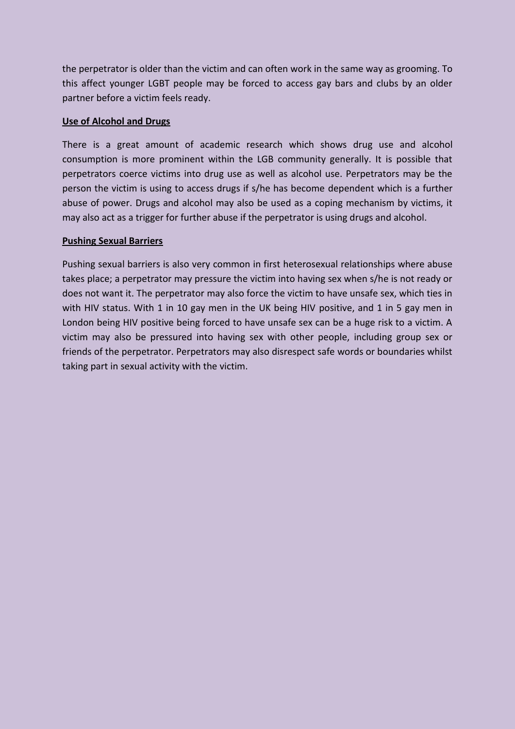the perpetrator is older than the victim and can often work in the same way as grooming. To this affect younger LGBT people may be forced to access gay bars and clubs by an older partner before a victim feels ready.

**Use of Alcohol and Drugs**

There is a great amount of academic research which shows drug use and alcohol consumption is more prominent within the LGB community generally. It is possible that perpetrators coerce victims into drug use as well as alcohol use. Perpetrators may be the person the victim is using to access drugs if s/he has become dependent which is a further abuse of power. Drugs and alcohol may also be used as a coping mechanism by victims, it may also act as a trigger for further abuse if the perpetrator is using drugs and alcohol.

**Pushing Sexual Barriers**

Pushing sexual barriers is also very common in first heterosexual relationships where abuse takes place; a perpetrator may pressure the victim into having sex when s/he is not ready or does not want it. The perpetrator may also force the victim to have unsafe sex, which ties in with HIV status. With 1 in 10 gay men in the UK being HIV positive, and 1 in 5 gay men in London being HIV positive being forced to have unsafe sex can be a huge risk to a victim. A victim may also be pressured into having sex with other people, including group sex or friends of the perpetrator. Perpetrators may also disrespect safe words or boundaries whilst taking part in sexual activity with the victim.